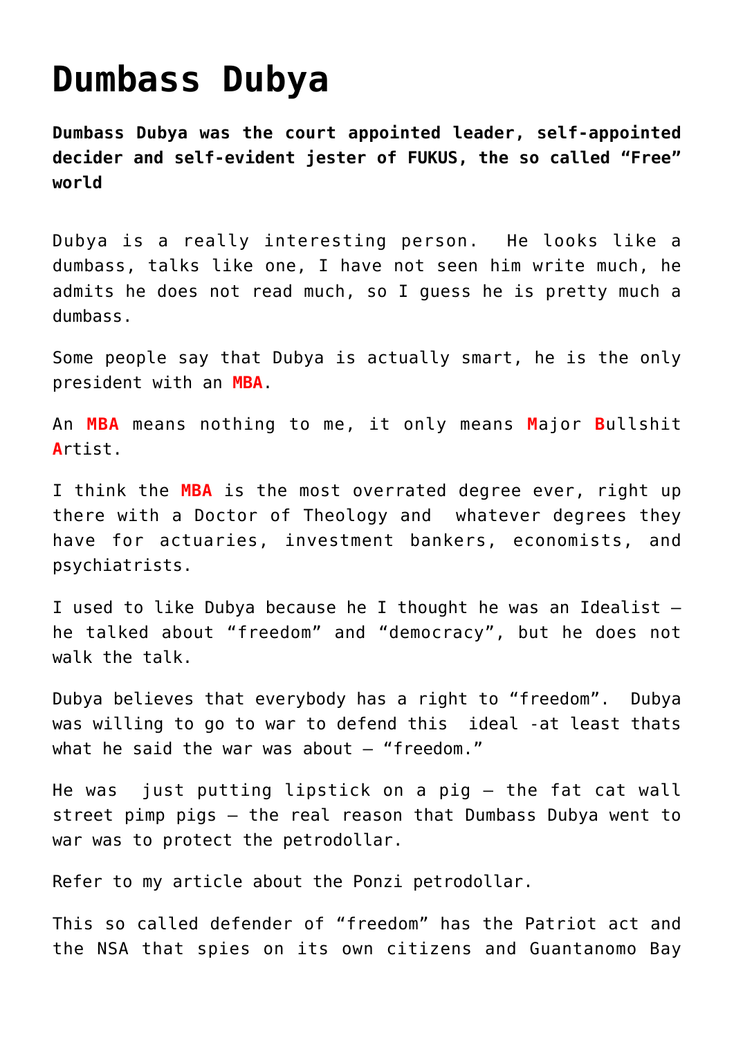# Dumbass Dubya

**Dumbass Dubya was the court appointed leader, self-appointed decider and self-evident jester of FUKUS, the so called "Free" world**

Dubya is a really interesting person. He looks like a dumbass, talks like one, I have not seen him write much, he admits he does not read much, so I guess he is pretty much a dumbass.

Some people say that Dubya is actually smart, he is the only president with an **MBA**.

An **MBA** means nothing to me, it only means **M**ajor **B**ullshit **A**rtist.

I think the **MBA** is the most overrated degree ever, right up there with a Doctor of Theology and whatever degrees they have for actuaries, investment bankers, economists, and psychiatrists.

I used to like Dubya because he I thought he was an Idealist – he talked about "freedom" and "democracy", but he does not walk the talk.

Dubya believes that everybody has a right to "freedom". Dubya was willing to go to war to defend this ideal -at least thats what he said the war was about – "freedom."

He was just putting lipstick on a pig – the fat cat wall street pimp pigs – the real reason that Dumbass Dubya went to war was to protect the petrodollar.

Refer to my article about the Ponzi petrodollar.

This so called defender of "freedom" has the Patriot act and the NSA that spies on its own citizens and Guantanomo Bay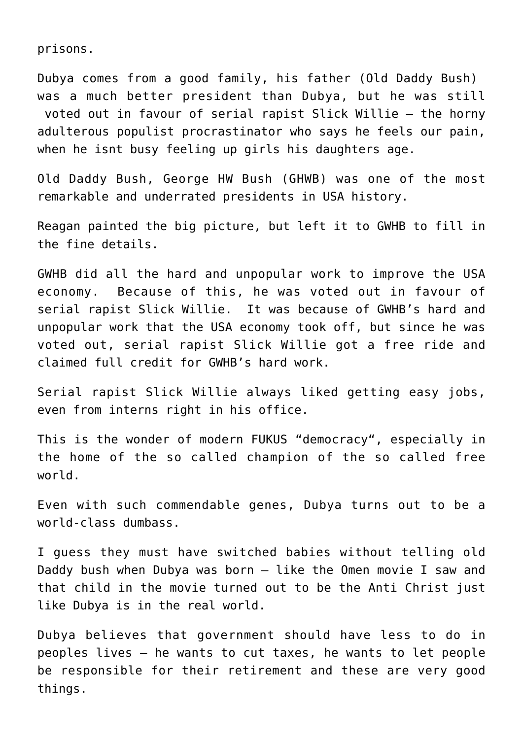prisons.

Dubya comes from a good family, his father (Old Daddy Bush) was a much better president than Dubya, but he was still voted out in favour of serial rapist Slick Willie – the horny adulterous populist procrastinator who says he feels our pain, when he isnt busy feeling up girls his daughters age.

Old Daddy Bush, George HW Bush (GHWB) was one of the most remarkable and underrated presidents in USA history.

Reagan painted the big picture, but left it to GWHB to fill in the fine details.

GWHB did all the hard and unpopular work to improve the USA economy. Because of this, he was voted out in favour of serial rapist Slick Willie. It was because of GWHB's hard and unpopular work that the USA economy took off, but since he was voted out, serial rapist Slick Willie got a free ride and claimed full credit for GWHB's hard work.

Serial rapist Slick Willie always liked getting easy jobs, even from interns right in his office.

This is the wonder of modern FUKUS "democracy", especially in the home of the so called champion of the so called free world.

Even with such commendable genes, Dubya turns out to be a world-class dumbass.

I guess they must have switched babies without telling old Daddy bush when Dubya was born – like the Omen movie I saw and that child in the movie turned out to be the Anti Christ just like Dubya is in the real world.

Dubya believes that government should have less to do in peoples lives – he wants to cut taxes, he wants to let people be responsible for their retirement and these are very good things.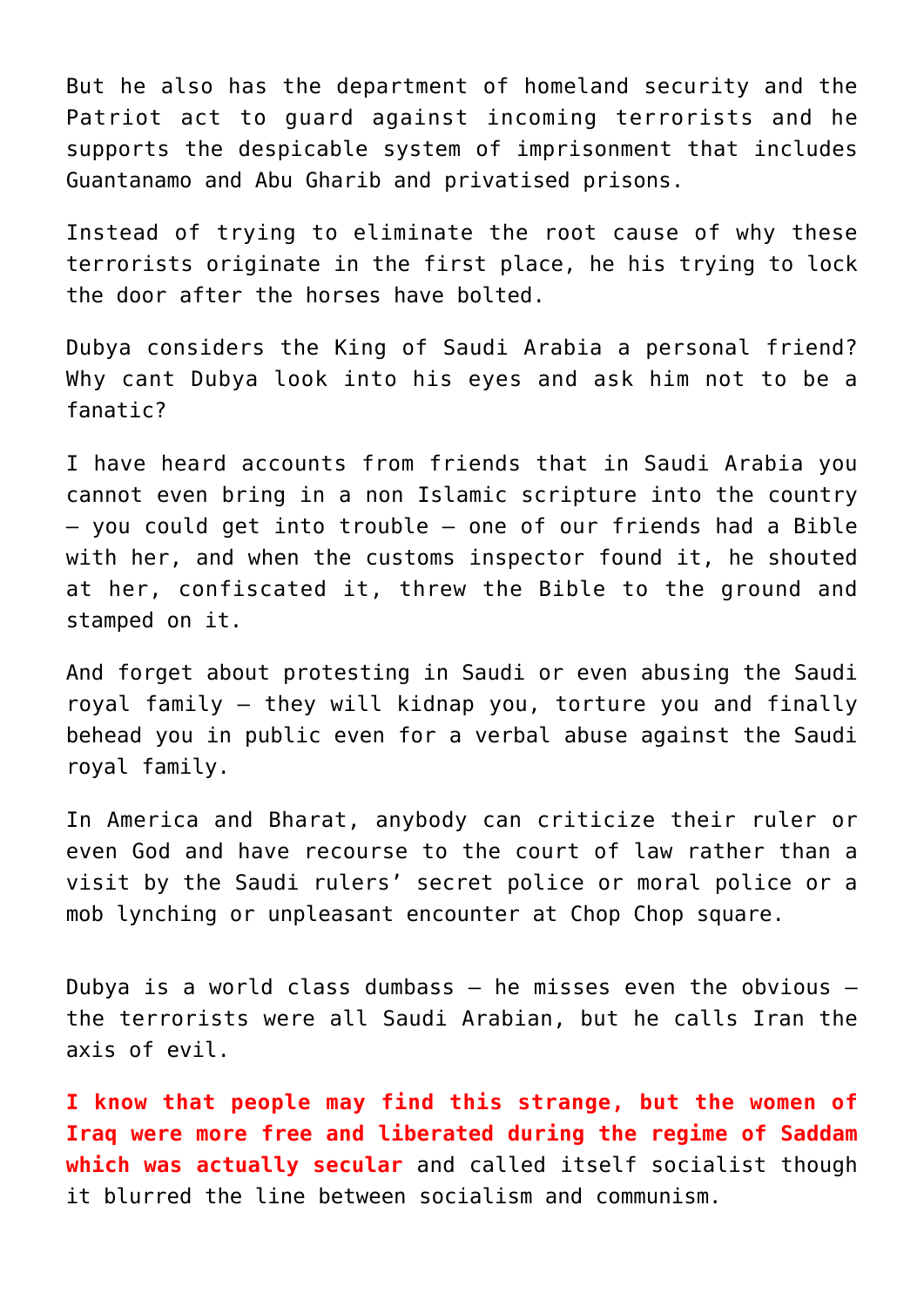But he also has the department of homeland security and the Patriot act to guard against incoming terrorists and he supports the despicable system of imprisonment that includes Guantanamo and Abu Gharib and privatised prisons.

Instead of trying to eliminate the root cause of why these terrorists originate in the first place, he his trying to lock the door after the horses have bolted.

Dubya considers the King of Saudi Arabia a personal friend? Why cant Dubya look into his eyes and ask him not to be a fanatic?

I have heard accounts from friends that in Saudi Arabia you cannot even bring in a non Islamic scripture into the country – you could get into trouble – one of our friends had a Bible with her, and when the customs inspector found it, he shouted at her, confiscated it, threw the Bible to the ground and stamped on it.

And forget about protesting in Saudi or even abusing the Saudi royal family – they will kidnap you, torture you and finally behead you in public even for a verbal abuse against the Saudi royal family.

In America and Bharat, anybody can criticize their ruler or even God and have recourse to the court of law rather than a visit by the Saudi rulers' secret police or moral police or a mob lynching or unpleasant encounter at Chop Chop square.

Dubya is a world class dumbass – he misses even the obvious – the terrorists were all Saudi Arabian, but he calls Iran the axis of evil.

**I know that people may find this strange, but the women of Iraq were more free and liberated during the regime of Saddam which was actually secular** and called itself socialist though it blurred the line between socialism and communism.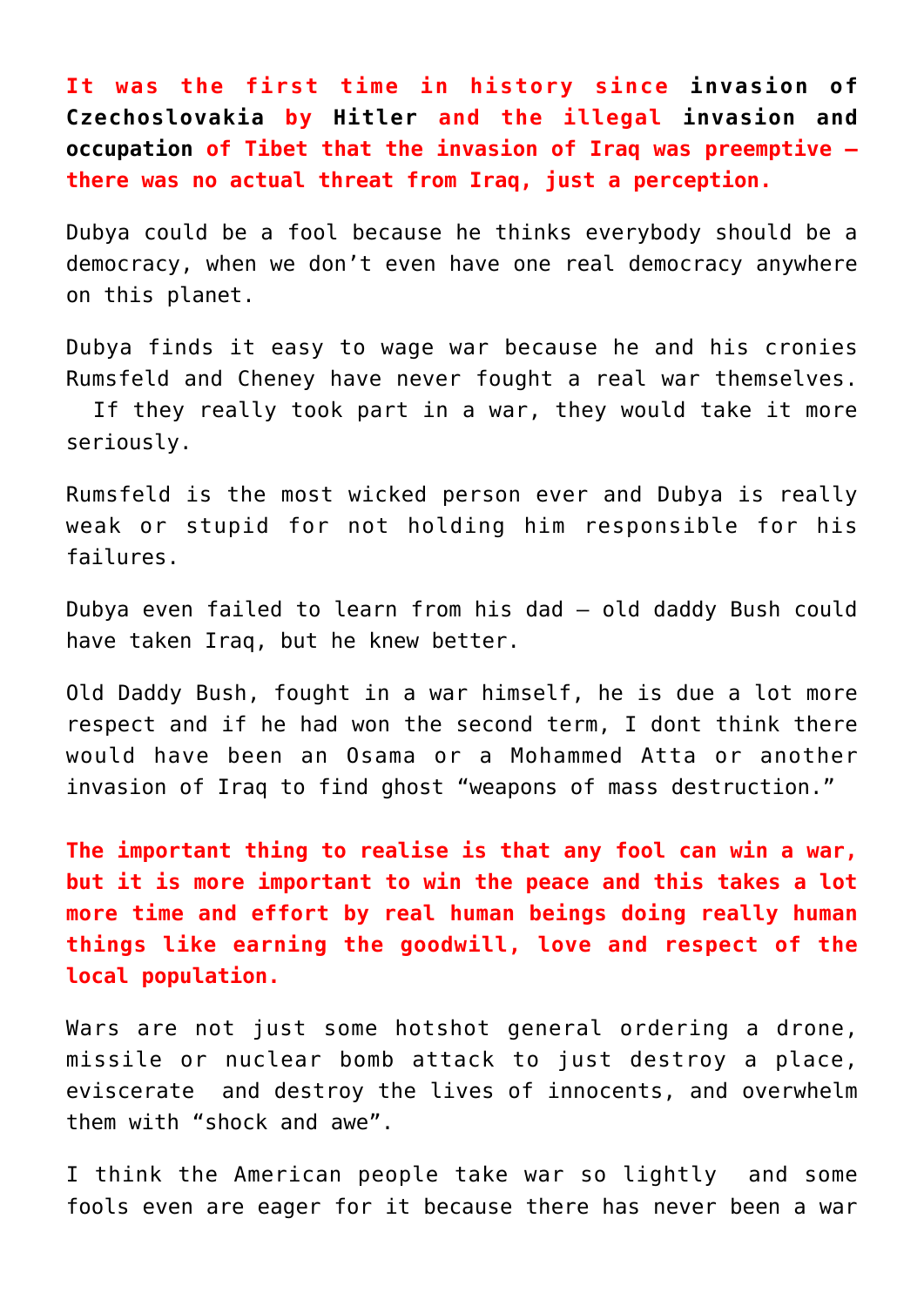**It was the first time in history since invasion of Czechoslovakia by Hitler and the illegal invasion and occupation of Tibet that the invasion of Iraq was preemptive – there was no actual threat from Iraq, just a perception.**

Dubya could be a fool because he thinks everybody should be a democracy, when we don't even have one real democracy anywhere on this planet.

Dubya finds it easy to wage war because he and his cronies Rumsfeld and Cheney have never fought a real war themselves. If they really took part in a war, they would take it more seriously.

Rumsfeld is the most wicked person ever and Dubya is really weak or stupid for not holding him responsible for his failures.

Dubya even failed to learn from his dad – old daddy Bush could have taken Iraq, but he knew better.

Old Daddy Bush, fought in a war himself, he is due a lot more respect and if he had won the second term, I dont think there would have been an Osama or a Mohammed Atta or another invasion of Iraq to find ghost "weapons of mass destruction."

**The important thing to realise is that any fool can win a war, but it is more important to win the peace and this takes a lot more time and effort by real human beings doing really human things like earning the goodwill, love and respect of the local population.**

Wars are not just some hotshot general ordering a drone, missile or nuclear bomb attack to just destroy a place, eviscerate and destroy the lives of innocents, and overwhelm them with "shock and awe".

I think the American people take war so lightly and some fools even are eager for it because there has never been a war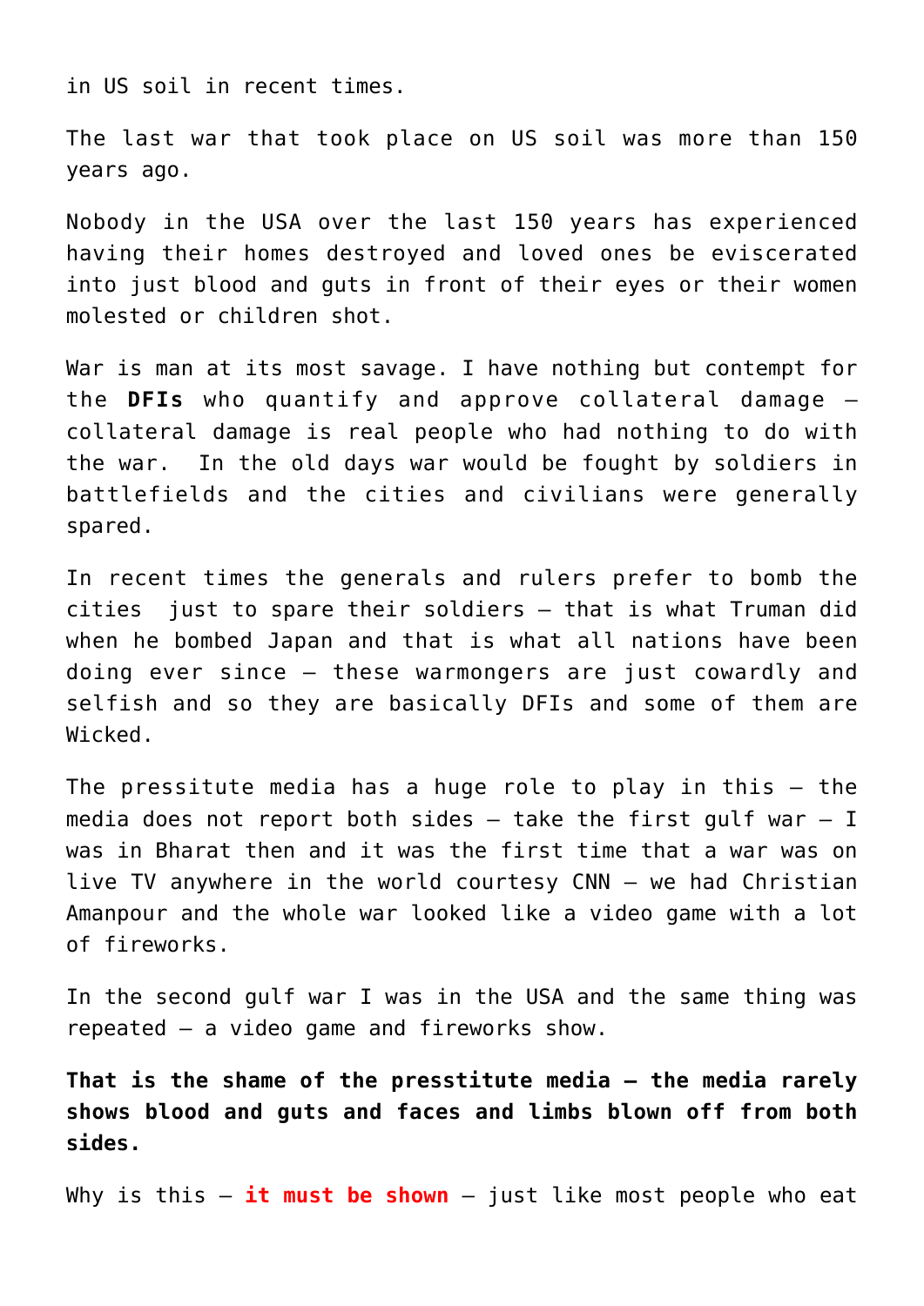in US soil in recent times.

The last war that took place on US soil was more than 150 years ago.

Nobody in the USA over the last 150 years has experienced having their homes destroyed and loved ones be eviscerated into just blood and guts in front of their eyes or their women molested or children shot.

War is man at its most savage. I have nothing but contempt for the **DFIs** who quantify and approve collateral damage – collateral damage is real people who had nothing to do with the war. In the old days war would be fought by soldiers in battlefields and the cities and civilians were generally spared.

In recent times the generals and rulers prefer to bomb the cities just to spare their soldiers – that is what Truman did when he bombed Japan and that is what all nations have been doing ever since – these warmongers are just cowardly and selfish and so they are basically DFIs and some of them are Wicked.

The pressitute media has a huge role to play in this – the media does not report both sides – take the first gulf war – I was in Bharat then and it was the first time that a war was on live TV anywhere in the world courtesy CNN – we had Christian Amanpour and the whole war looked like a video game with a lot of fireworks.

In the second gulf war I was in the USA and the same thing was repeated – a video game and fireworks show.

**That is the shame of the presstitute media – the media rarely shows blood and guts and faces and limbs blown off from both sides.**

Why is this – **it must be shown** – just like most people who eat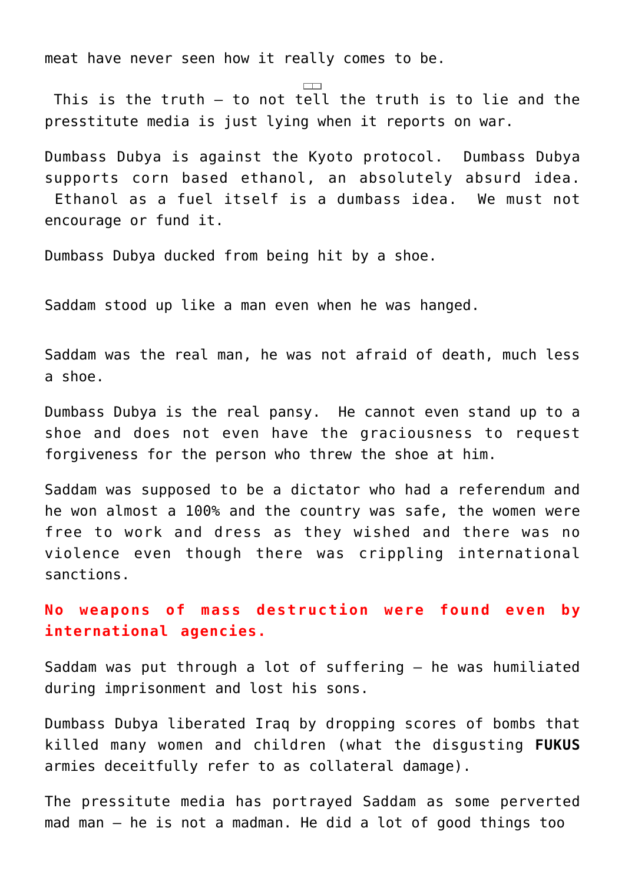meat have never seen how it really comes to be.

This is the truth – to not tell the truth is to lie and the presstitute media is just lying when it reports on war.

Dumbass Dubya is against the Kyoto protocol. Dumbass Dubya supports corn based ethanol, an absolutely absurd idea. Ethanol as a fuel itself is a dumbass idea. We must not encourage or fund it.

Dumbass Dubya ducked from being hit by a shoe.

Saddam stood up like a man even when he was hanged.

Saddam was the real man, he was not afraid of death, much less a shoe.

Dumbass Dubya is the real pansy. He cannot even stand up to a shoe and does not even have the graciousness to request forgiveness for the person who threw the shoe at him.

Saddam was supposed to be a dictator who had a referendum and he won almost a 100% and the country was safe, the women were free to work and dress as they wished and there was no violence even though there was crippling international sanctions.

**No weapons of mass destruction were found even by international agencies.**

Saddam was put through a lot of suffering – he was humiliated during imprisonment and lost his sons.

Dumbass Dubya liberated Iraq by dropping scores of bombs that killed many women and children (what the disgusting **FUKUS** armies deceitfully refer to as collateral damage).

The pressitute media has portrayed Saddam as some perverted mad man – he is not a madman. He did a lot of good things too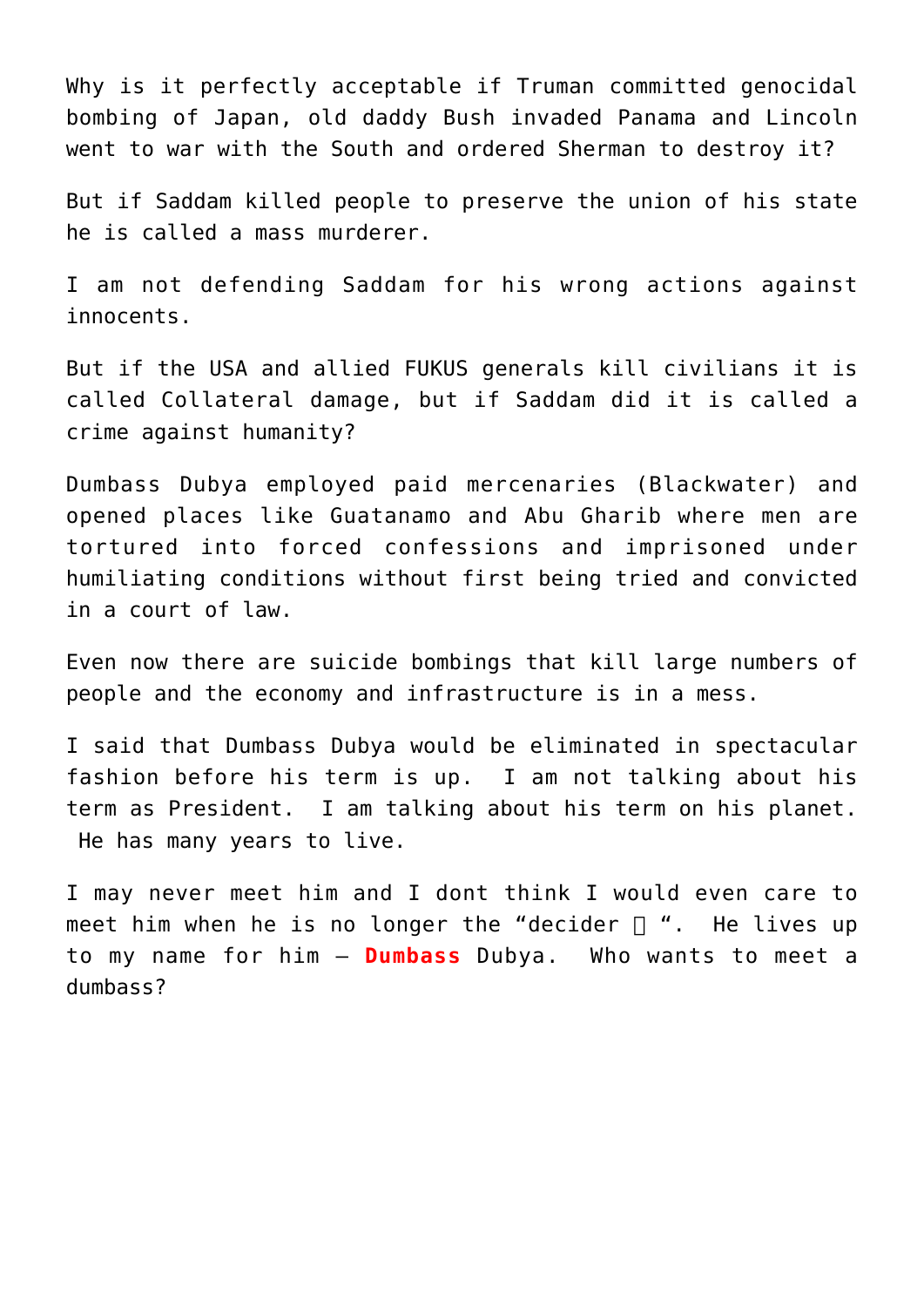Why is it perfectly acceptable if Truman committed genocidal bombing of Japan, old daddy Bush invaded Panama and Lincoln went to war with the South and ordered Sherman to destroy it?

But if Saddam killed people to preserve the union of his state he is called a mass murderer.

I am not defending Saddam for his wrong actions against innocents.

But if the USA and allied FUKUS generals kill civilians it is called Collateral damage, but if Saddam did it is called a crime against humanity?

Dumbass Dubya employed paid mercenaries (Blackwater) and opened places like Guatanamo and Abu Gharib where men are tortured into forced confessions and imprisoned under humiliating conditions without first being tried and convicted in a court of law.

Even now there are suicide bombings that kill large numbers of people and the economy and infrastructure is in a mess.

I said that Dumbass Dubya would be eliminated in spectacular fashion before his term is up. I am not talking about his term as President. I am talking about his term on his planet. He has many years to live.

I may never meet him and I dont think I would even care to meet him when he is no longer the "decider  ". He lives up to my name for him – **Dumbass** Dubya. Who wants to meet a dumbass?